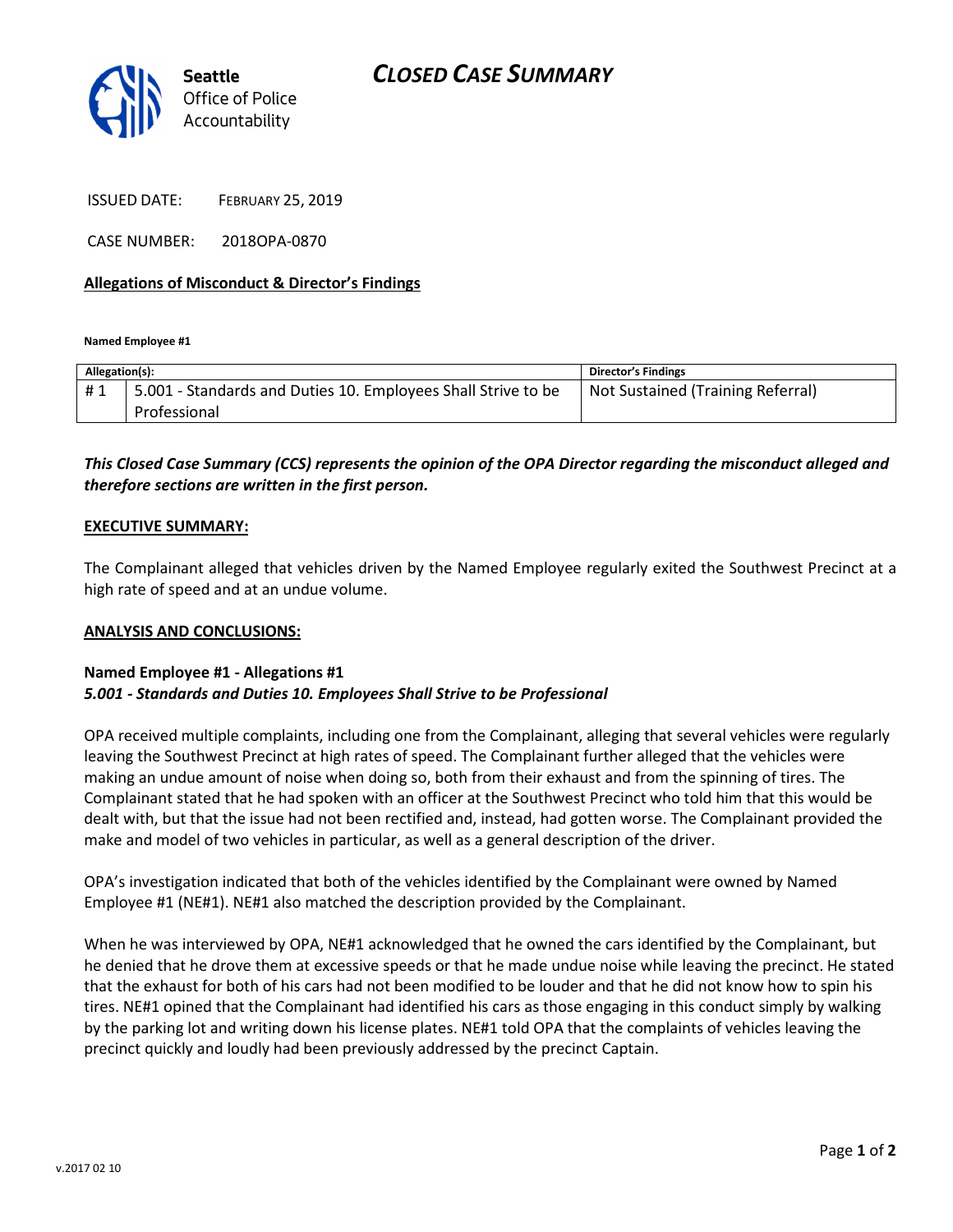# CLOSED CASE SUMMARY

Seattle Office of Police Accountability

ISSUED DATE: FEBRUARY 25, 2019

CASE NUMBER: 2018OPA-0870

**Allegations of Misconduct & Director's Findings**

**Named Employee #1**

| Allegation(s): | | Director's Findings |
|---|---|---|
| # 1 | 5.001 - Standards and Duties 10. Employees Shall Strive to be Professional | Not Sustained (Training Referral) |

***This Closed Case Summary (CCS) represents the opinion of the OPA Director regarding the misconduct alleged and therefore sections are written in the first person.***

**EXECUTIVE SUMMARY:**

The Complainant alleged that vehicles driven by the Named Employee regularly exited the Southwest Precinct at a high rate of speed and at an undue volume.

**ANALYSIS AND CONCLUSIONS:**

**Named Employee #1 - Allegations #1**
***5.001 - Standards and Duties 10. Employees Shall Strive to be Professional***

OPA received multiple complaints, including one from the Complainant, alleging that several vehicles were regularly leaving the Southwest Precinct at high rates of speed. The Complainant further alleged that the vehicles were making an undue amount of noise when doing so, both from their exhaust and from the spinning of tires. The Complainant stated that he had spoken with an officer at the Southwest Precinct who told him that this would be dealt with, but that the issue had not been rectified and, instead, had gotten worse. The Complainant provided the make and model of two vehicles in particular, as well as a general description of the driver.

OPA's investigation indicated that both of the vehicles identified by the Complainant were owned by Named Employee #1 (NE#1). NE#1 also matched the description provided by the Complainant.

When he was interviewed by OPA, NE#1 acknowledged that he owned the cars identified by the Complainant, but he denied that he drove them at excessive speeds or that he made undue noise while leaving the precinct. He stated that the exhaust for both of his cars had not been modified to be louder and that he did not know how to spin his tires. NE#1 opined that the Complainant had identified his cars as those engaging in this conduct simply by walking by the parking lot and writing down his license plates. NE#1 told OPA that the complaints of vehicles leaving the precinct quickly and loudly had been previously addressed by the precinct Captain.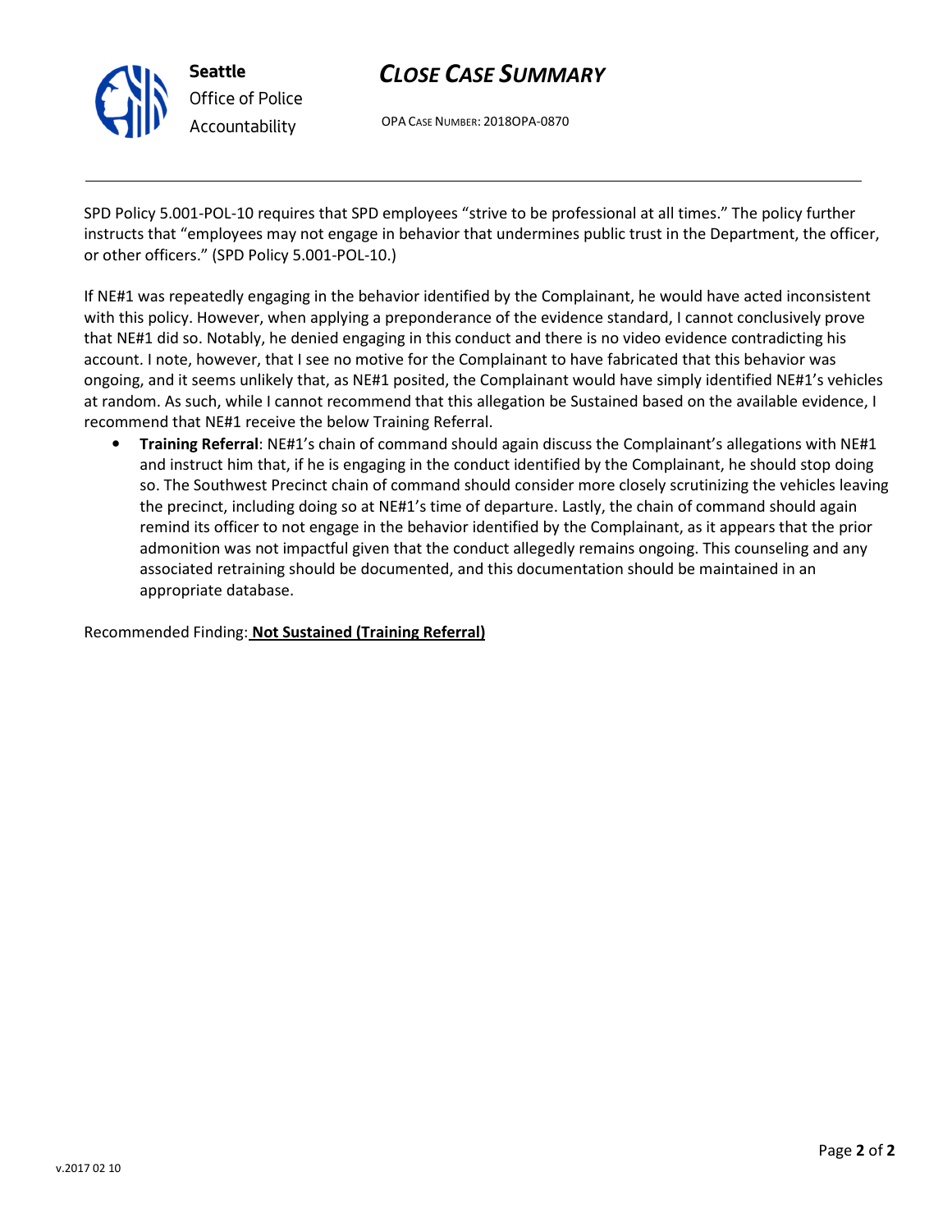SPD Policy 5.001-POL-10 requires that SPD employees "strive to be professional at all times." The policy further instructs that "employees may not engage in behavior that undermines public trust in the Department, the officer, or other officers." (SPD Policy 5.001-POL-10.)

If NE#1 was repeatedly engaging in the behavior identified by the Complainant, he would have acted inconsistent with this policy. However, when applying a preponderance of the evidence standard, I cannot conclusively prove that NE#1 did so. Notably, he denied engaging in this conduct and there is no video evidence contradicting his account. I note, however, that I see no motive for the Complainant to have fabricated that this behavior was ongoing, and it seems unlikely that, as NE#1 posited, the Complainant would have simply identified NE#1's vehicles at random. As such, while I cannot recommend that this allegation be Sustained based on the available evidence, I recommend that NE#1 receive the below Training Referral.

- **Training Referral**: NE#1's chain of command should again discuss the Complainant's allegations with NE#1 and instruct him that, if he is engaging in the conduct identified by the Complainant, he should stop doing so. The Southwest Precinct chain of command should consider more closely scrutinizing the vehicles leaving the precinct, including doing so at NE#1's time of departure. Lastly, the chain of command should again remind its officer to not engage in the behavior identified by the Complainant, as it appears that the prior admonition was not impactful given that the conduct allegedly remains ongoing. This counseling and any associated retraining should be documented, and this documentation should be maintained in an appropriate database.

Recommended Finding: **Not Sustained (Training Referral)**